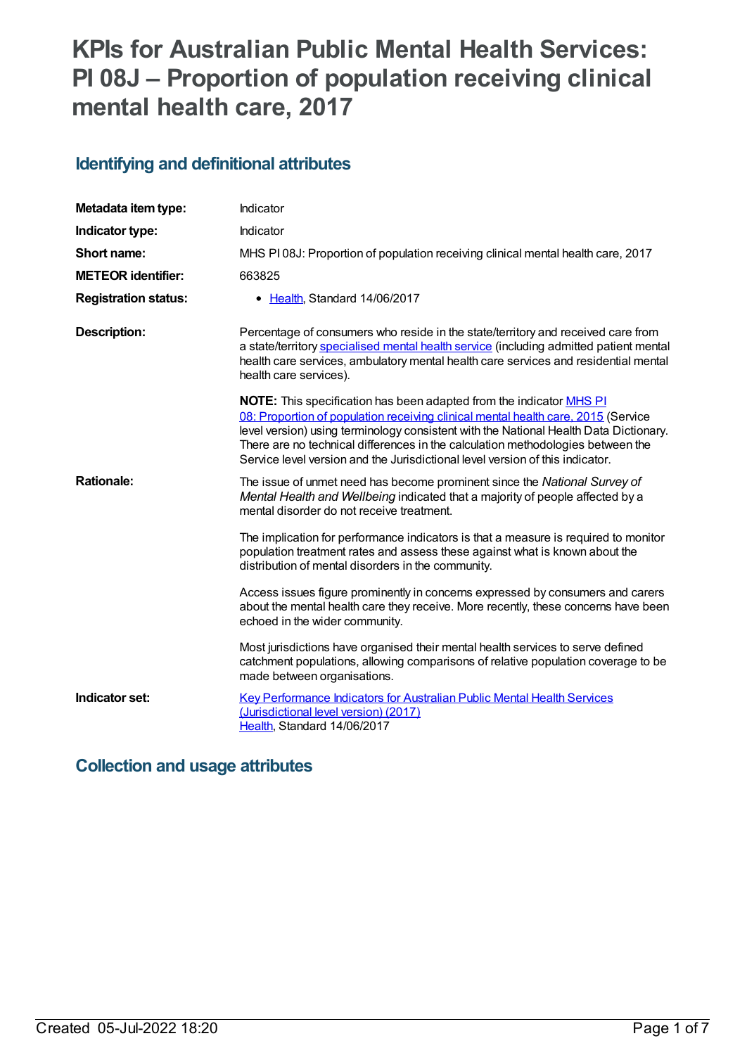# KPIs for Australian Public Mental Health Services: PI 08J – Proportion of population receiving clinical mental health care, 2017

## Identifying and definitional attributes

| | |
|---|---|
| **Metadata item type:** | Indicator |
| **Indicator type:** | Indicator |
| **Short name:** | MHS PI 08J: Proportion of population receiving clinical mental health care, 2017 |
| **METEOR identifier:** | 663825 |
| **Registration status:** | • Health, Standard 14/06/2017 |
| **Description:** | Percentage of consumers who reside in the state/territory and received care from a state/territory specialised mental health service (including admitted patient mental health care services, ambulatory mental health care services and residential mental health care services).<br><br>**NOTE:** This specification has been adapted from the indicator MHS PI 08: Proportion of population receiving clinical mental health care, 2015 (Service level version) using terminology consistent with the National Health Data Dictionary. There are no technical differences in the calculation methodologies between the Service level version and the Jurisdictional level version of this indicator. |
| **Rationale:** | The issue of unmet need has become prominent since the *National Survey of Mental Health and Wellbeing* indicated that a majority of people affected by a mental disorder do not receive treatment.<br><br>The implication for performance indicators is that a measure is required to monitor population treatment rates and assess these against what is known about the distribution of mental disorders in the community.<br><br>Access issues figure prominently in concerns expressed by consumers and carers about the mental health care they receive. More recently, these concerns have been echoed in the wider community.<br><br>Most jurisdictions have organised their mental health services to serve defined catchment populations, allowing comparisons of relative population coverage to be made between organisations. |
| **Indicator set:** | Key Performance Indicators for Australian Public Mental Health Services (Jurisdictional level version) (2017)<br>Health, Standard 14/06/2017 |

## Collection and usage attributes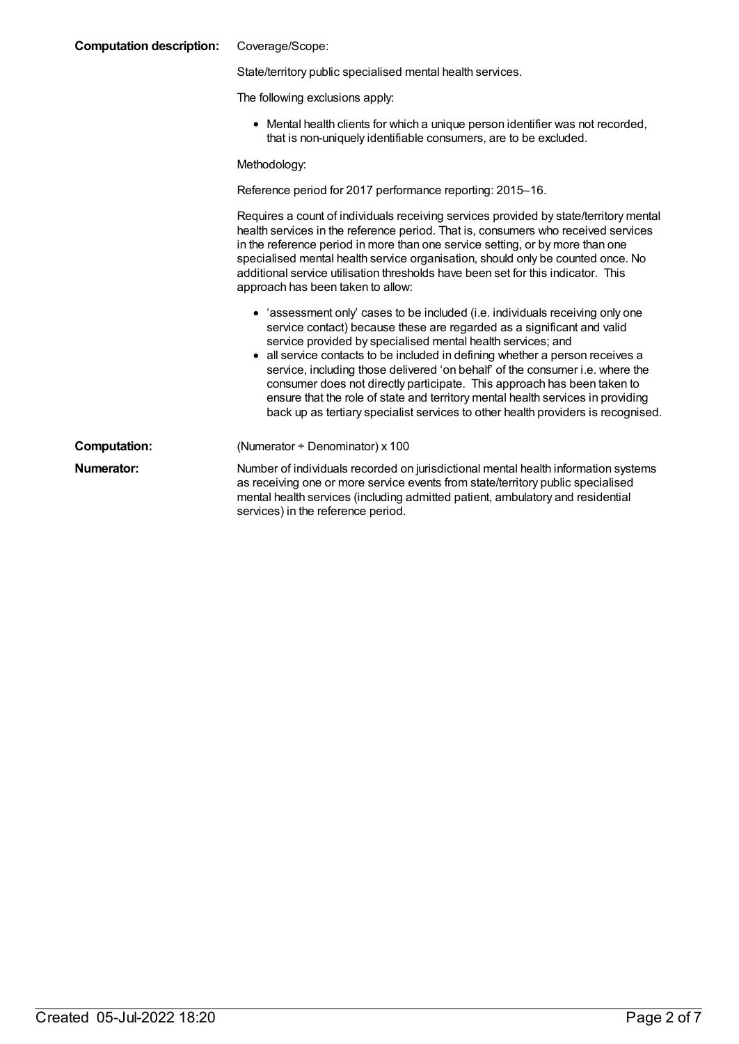**Computation description:** Coverage/Scope:

State/territory public specialised mental health services.

The following exclusions apply:

- Mental health clients for which a unique person identifier was not recorded, that is non-uniquely identifiable consumers, are to be excluded.

Methodology:

Reference period for 2017 performance reporting: 2015–16.

Requires a count of individuals receiving services provided by state/territory mental health services in the reference period. That is, consumers who received services in the reference period in more than one service setting, or by more than one specialised mental health service organisation, should only be counted once. No additional service utilisation thresholds have been set for this indicator. This approach has been taken to allow:

- 'assessment only' cases to be included (i.e. individuals receiving only one service contact) because these are regarded as a significant and valid service provided by specialised mental health services; and
- all service contacts to be included in defining whether a person receives a service, including those delivered 'on behalf' of the consumer i.e. where the consumer does not directly participate. This approach has been taken to ensure that the role of state and territory mental health services in providing back up as tertiary specialist services to other health providers is recognised.

**Computation:** (Numerator ÷ Denominator) x 100

**Numerator:** Number of individuals recorded on jurisdictional mental health information systems as receiving one or more service events from state/territory public specialised mental health services (including admitted patient, ambulatory and residential services) in the reference period.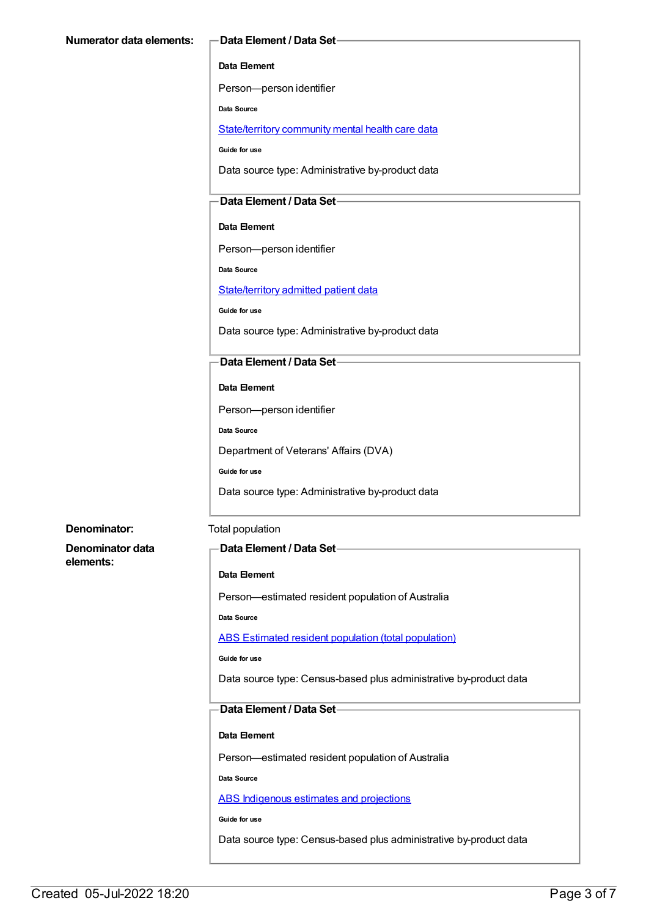**Numerator data elements:**

**Data Element / Data Set**

**Data Element**

Person—person identifier

**Data Source**

State/territory community mental health care data

**Guide for use**

Data source type: Administrative by-product data

**Data Element / Data Set**

**Data Element**

Person—person identifier

**Data Source**

State/territory admitted patient data

**Guide for use**

Data source type: Administrative by-product data

**Data Element / Data Set**

**Data Element**

Person—person identifier

**Data Source**

Department of Veterans' Affairs (DVA)

**Guide for use**

Data source type: Administrative by-product data

**Denominator:** Total population

**Denominator data elements:**

**Data Element / Data Set**

**Data Element**

Person—estimated resident population of Australia

**Data Source**

ABS Estimated resident population (total population)

**Guide for use**

Data source type: Census-based plus administrative by-product data

**Data Element / Data Set**

**Data Element**

Person—estimated resident population of Australia

**Data Source**

ABS Indigenous estimates and projections

**Guide for use**

Data source type: Census-based plus administrative by-product data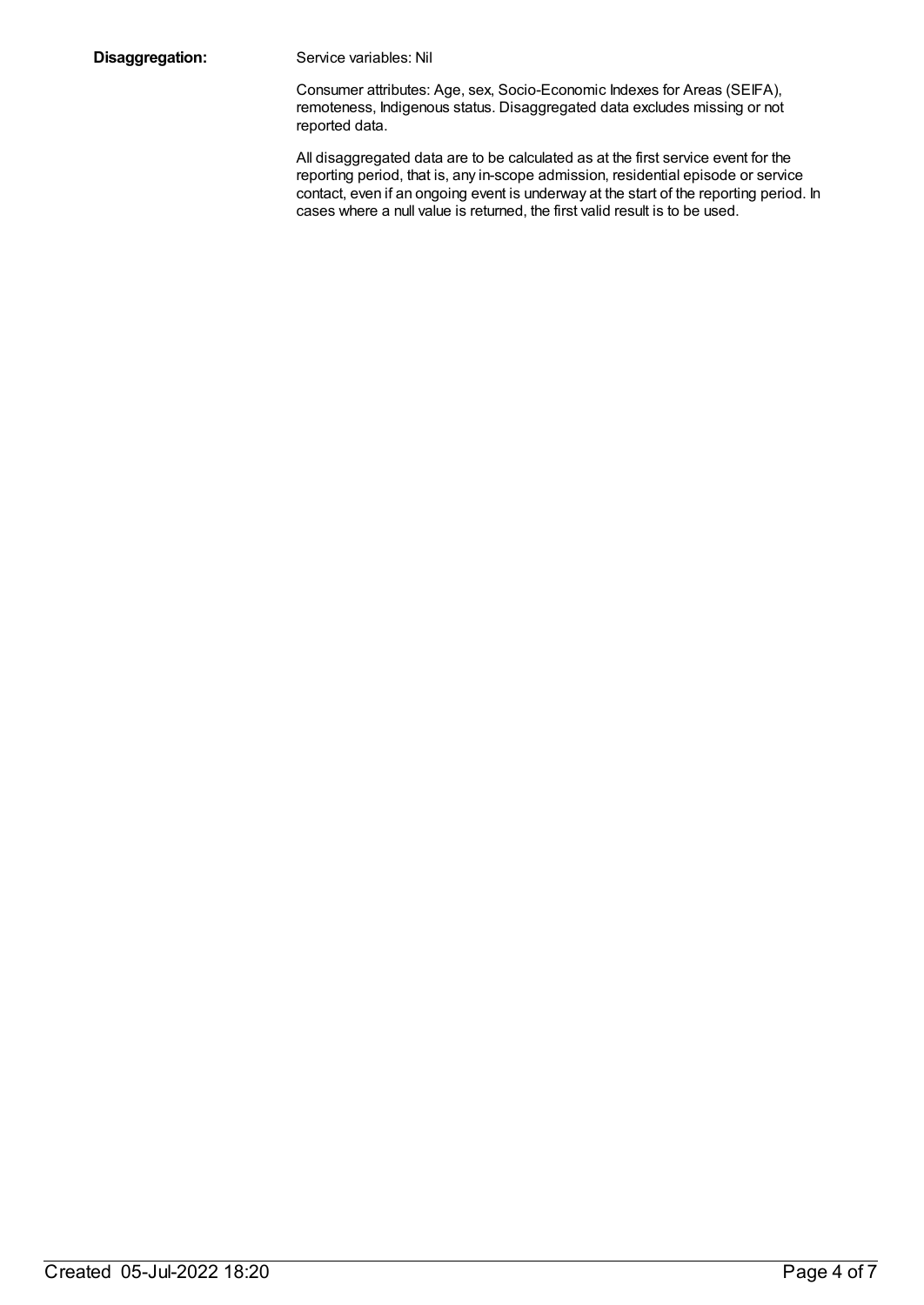**Disaggregation:** Service variables: Nil

Consumer attributes: Age, sex, Socio-Economic Indexes for Areas (SEIFA), remoteness, Indigenous status. Disaggregated data excludes missing or not reported data.

All disaggregated data are to be calculated as at the first service event for the reporting period, that is, any in-scope admission, residential episode or service contact, even if an ongoing event is underway at the start of the reporting period. In cases where a null value is returned, the first valid result is to be used.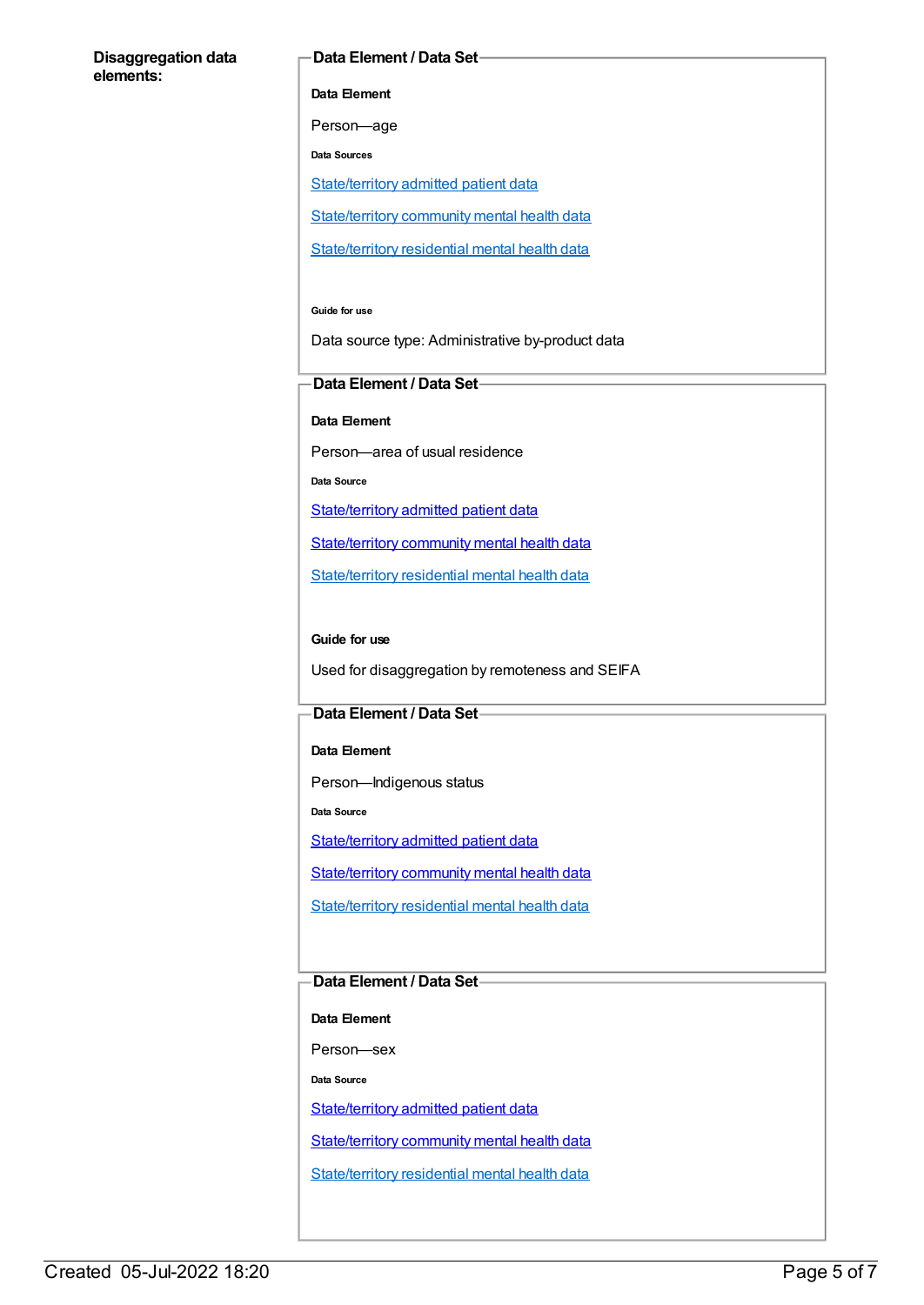**Disaggregation data elements:**

**Data Element / Data Set**

**Data Element**

Person—age

**Data Sources**

State/territory admitted patient data

State/territory community mental health data

State/territory residential mental health data

**Guide for use**

Data source type: Administrative by-product data

**Data Element / Data Set**

**Data Element**

Person—area of usual residence

**Data Source**

State/territory admitted patient data

State/territory community mental health data

State/territory residential mental health data

**Guide for use**

Used for disaggregation by remoteness and SEIFA

**Data Element / Data Set**

**Data Element**

Person—Indigenous status

**Data Source**

State/territory admitted patient data

State/territory community mental health data

State/territory residential mental health data

**Data Element / Data Set**

**Data Element**

Person—sex

**Data Source**

State/territory admitted patient data

State/territory community mental health data

State/territory residential mental health data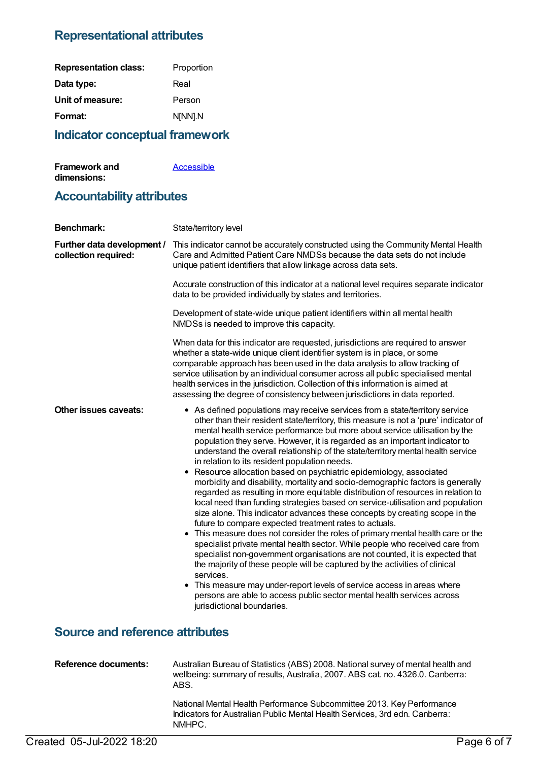## Representational attributes

| | |
|---|---|
| **Representation class:** | Proportion |
| **Data type:** | Real |
| **Unit of measure:** | Person |
| **Format:** | N[NN].N |

## Indicator conceptual framework

| | |
|---|---|
| **Framework and dimensions:** | [Accessible](#) |

## Accountability attributes

**Benchmark:** State/territory level

**Further data development / collection required:**

This indicator cannot be accurately constructed using the Community Mental Health Care and Admitted Patient Care NMDSs because the data sets do not include unique patient identifiers that allow linkage across data sets.

Accurate construction of this indicator at a national level requires separate indicator data to be provided individually by states and territories.

Development of state-wide unique patient identifiers within all mental health NMDSs is needed to improve this capacity.

When data for this indicator are requested, jurisdictions are required to answer whether a state-wide unique client identifier system is in place, or some comparable approach has been used in the data analysis to allow tracking of service utilisation by an individual consumer across all public specialised mental health services in the jurisdiction. Collection of this information is aimed at assessing the degree of consistency between jurisdictions in data reported.

**Other issues caveats:**

- As defined populations may receive services from a state/territory service other than their resident state/territory, this measure is not a 'pure' indicator of mental health service performance but more about service utilisation by the population they serve. However, it is regarded as an important indicator to understand the overall relationship of the state/territory mental health service in relation to its resident population needs.
- Resource allocation based on psychiatric epidemiology, associated morbidity and disability, mortality and socio-demographic factors is generally regarded as resulting in more equitable distribution of resources in relation to local need than funding strategies based on service-utilisation and population size alone. This indicator advances these concepts by creating scope in the future to compare expected treatment rates to actuals.
- This measure does not consider the roles of primary mental health care or the specialist private mental health sector. While people who received care from specialist non-government organisations are not counted, it is expected that the majority of these people will be captured by the activities of clinical services.
- This measure may under-report levels of service access in areas where persons are able to access public sector mental health services across jurisdictional boundaries.

## Source and reference attributes

**Reference documents:**

Australian Bureau of Statistics (ABS) 2008. National survey of mental health and wellbeing: summary of results, Australia, 2007. ABS cat. no. 4326.0. Canberra: ABS.

National Mental Health Performance Subcommittee 2013. Key Performance Indicators for Australian Public Mental Health Services, 3rd edn. Canberra: NMHPC.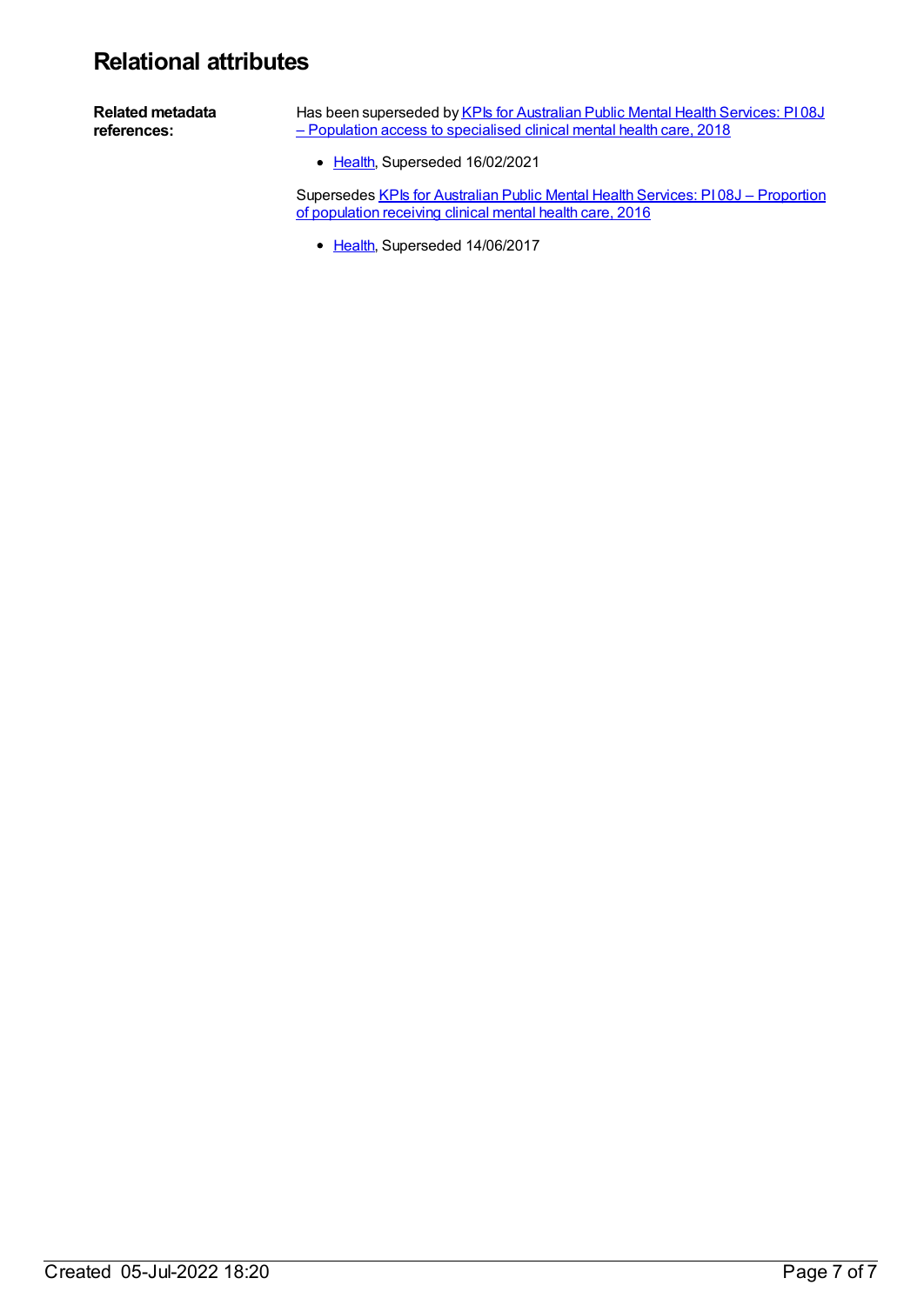## Relational attributes

**Related metadata references:**

Has been superseded by KPIs for Australian Public Mental Health Services: PI 08J – Population access to specialised clinical mental health care, 2018

- Health, Superseded 16/02/2021

Supersedes KPIs for Australian Public Mental Health Services: PI 08J – Proportion of population receiving clinical mental health care, 2016

- Health, Superseded 14/06/2017